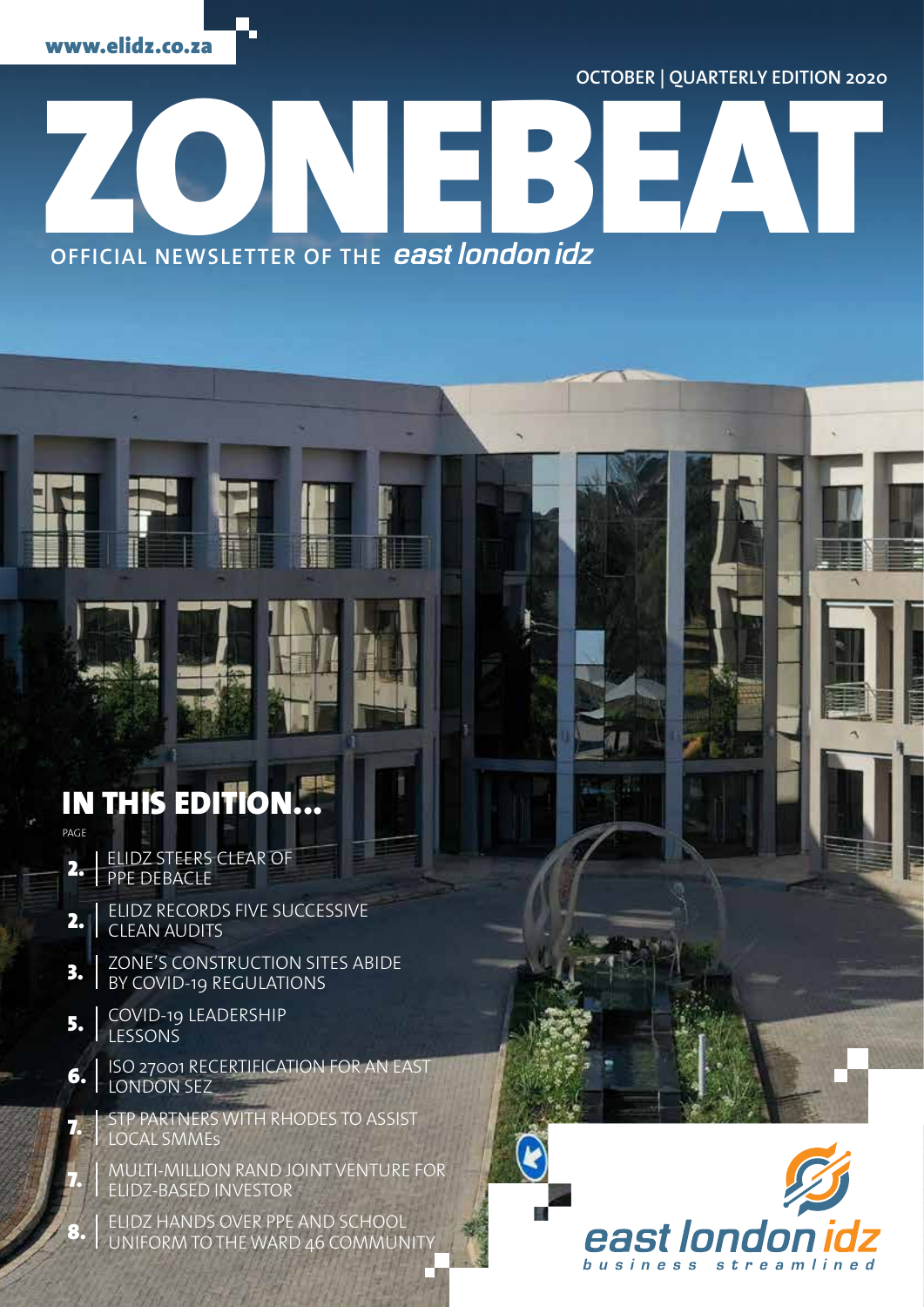www.elidz.co.za

OCTOBER | QUARTERLY EDITION 2020

# ZONEBEAT

OFFICIAL NEWSLETTER OF THE *east london idz*

## IN THIS EDITION...

PAGE

- **2.** ELIDZ STEERS CLEAR OF PPE DEBACLE
- **2.** ELIDZ RECORDS FIVE SUCCESSIVE CLEAN AUDITS
- **3.** ZONE'S CONSTRUCTION SITES ABIDE BY COVID-19 REGULATIONS
- **5.** COVID-19 LEADERSHIP LESSONS
- **6.** ISO 27001 RECERTIFICATION FOR AN EAST LONDON SEZ
- **7.** STP PARTNERS WITH RHODES TO ASSIST LOCAL SMMEs
- **7.** MULTI-MILLION RAND JOINT VENTURE FOR ELIDZ-BASED INVESTOR
- **8.** ELIDZ HANDS OVER PPE AND SCHOOL UNIFORM TO THE WARD 46 COMMUNITY

east london idz

business streamlined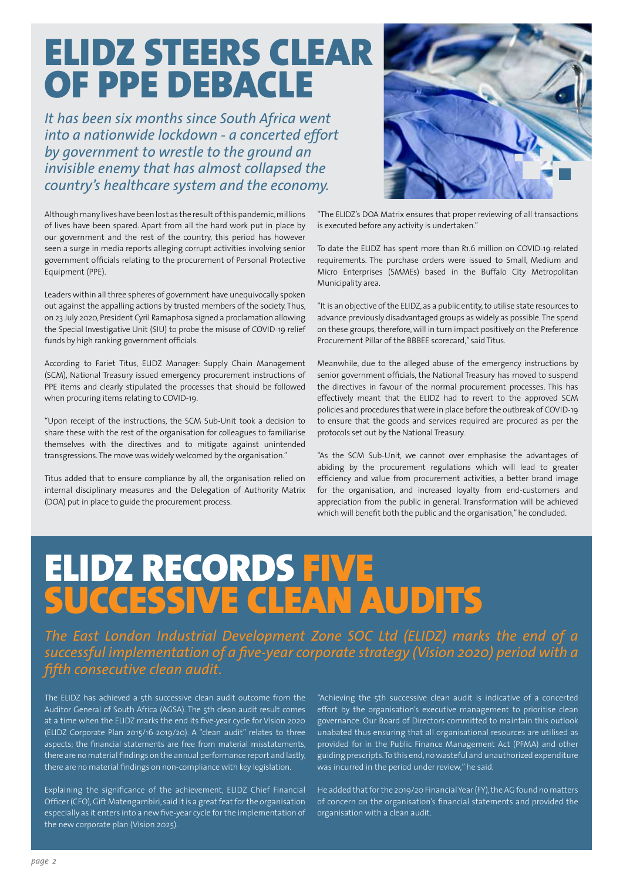# ELIDZ STEERS CLEAR OF PPE DEBACLE

*It has been six months since South Africa went into a nationwide lockdown - a concerted effort by government to wrestle to the ground an invisible enemy that has almost collapsed the country's healthcare system and the economy.*

Although many lives have been lost as the result of this pandemic, millions of lives have been spared. Apart from all the hard work put in place by our government and the rest of the country, this period has however seen a surge in media reports alleging corrupt activities involving senior government officials relating to the procurement of Personal Protective Equipment (PPE).

Leaders within all three spheres of government have unequivocally spoken out against the appalling actions by trusted members of the society. Thus, on 23 July 2020, President Cyril Ramaphosa signed a proclamation allowing the Special Investigative Unit (SIU) to probe the misuse of COVID-19 relief funds by high ranking government officials.

According to Fariet Titus, ELIDZ Manager: Supply Chain Management (SCM), National Treasury issued emergency procurement instructions of PPE items and clearly stipulated the processes that should be followed when procuring items relating to COVID-19.

"Upon receipt of the instructions, the SCM Sub-Unit took a decision to share these with the rest of the organisation for colleagues to familiarise themselves with the directives and to mitigate against unintended transgressions. The move was widely welcomed by the organisation."

Titus added that to ensure compliance by all, the organisation relied on internal disciplinary measures and the Delegation of Authority Matrix (DOA) put in place to guide the procurement process.

"The ELIDZ's DOA Matrix ensures that proper reviewing of all transactions is executed before any activity is undertaken."

To date the ELIDZ has spent more than R1.6 million on COVID-19-related requirements. The purchase orders were issued to Small, Medium and Micro Enterprises (SMMEs) based in the Buffalo City Metropolitan Municipality area.

"It is an objective of the ELIDZ, as a public entity, to utilise state resources to advance previously disadvantaged groups as widely as possible. The spend on these groups, therefore, will in turn impact positively on the Preference Procurement Pillar of the BBBEE scorecard," said Titus.

Meanwhile, due to the alleged abuse of the emergency instructions by senior government officials, the National Treasury has moved to suspend the directives in favour of the normal procurement processes. This has effectively meant that the ELIDZ had to revert to the approved SCM policies and procedures that were in place before the outbreak of COVID-19 to ensure that the goods and services required are procured as per the protocols set out by the National Treasury.

"As the SCM Sub-Unit, we cannot over emphasise the advantages of abiding by the procurement regulations which will lead to greater efficiency and value from procurement activities, a better brand image for the organisation, and increased loyalty from end-customers and appreciation from the public in general. Transformation will be achieved which will benefit both the public and the organisation," he concluded.

# ELIDZ RECORDS FIVE SUCCESSIVE CLEAN AUDITS

*The East London Industrial Development Zone SOC Ltd (ELIDZ) marks the end of a successful implementation of a five-year corporate strategy (Vision 2020) period with a fifth consecutive clean audit.*

The ELIDZ has achieved a 5th successive clean audit outcome from the Auditor General of South Africa (AGSA). The 5th clean audit result comes at a time when the ELIDZ marks the end its five-year cycle for Vision 2020 (ELIDZ Corporate Plan 2015/16-2019/20). A "clean audit" relates to three aspects; the financial statements are free from material misstatements, there are no material findings on the annual performance report and lastly, there are no material findings on non-compliance with key legislation.

Explaining the significance of the achievement, ELIDZ Chief Financial Officer (CFO), Gift Matengambiri, said it is a great feat for the organisation especially as it enters into a new five-year cycle for the implementation of the new corporate plan (Vision 2025).

"Achieving the 5th successive clean audit is indicative of a concerted effort by the organisation's executive management to prioritise clean governance. Our Board of Directors committed to maintain this outlook unabated thus ensuring that all organisational resources are utilised as provided for in the Public Finance Management Act (PFMA) and other guiding prescripts. To this end, no wasteful and unauthorized expenditure was incurred in the period under review," he said.

He added that for the 2019/20 Financial Year (FY), the AG found no matters of concern on the organisation's financial statements and provided the organisation with a clean audit.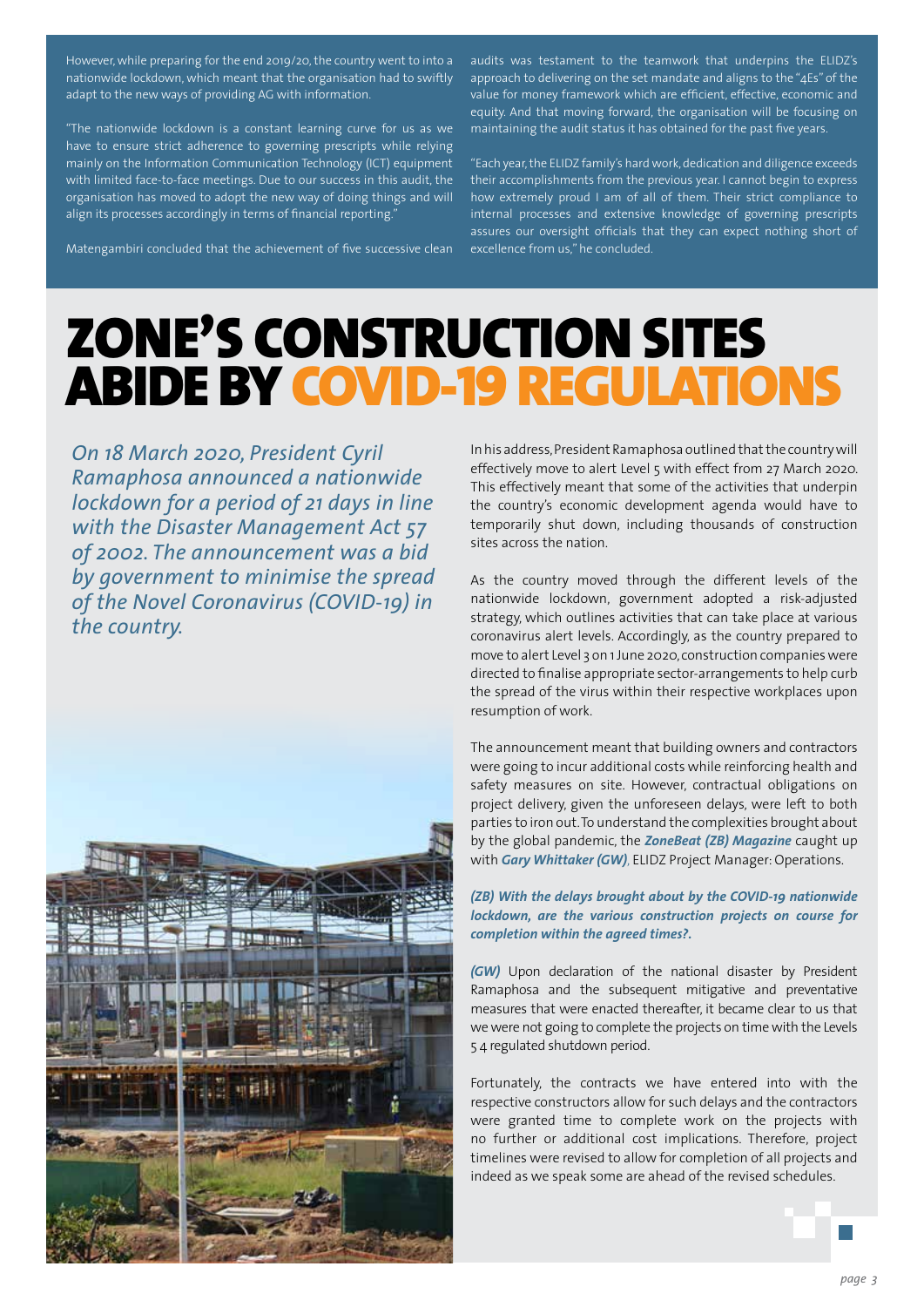However, while preparing for the end 2019/20, the country went to into a nationwide lockdown, which meant that the organisation had to swiftly adapt to the new ways of providing AG with information.

"The nationwide lockdown is a constant learning curve for us as we have to ensure strict adherence to governing prescripts while relying mainly on the Information Communication Technology (ICT) equipment with limited face-to-face meetings. Due to our success in this audit, the organisation has moved to adopt the new way of doing things and will align its processes accordingly in terms of financial reporting."

Matengambiri concluded that the achievement of five successive clean audits was testament to the teamwork that underpins the ELIDZ's approach to delivering on the set mandate and aligns to the "4Es" of the value for money framework which are efficient, effective, economic and equity. And that moving forward, the organisation will be focusing on maintaining the audit status it has obtained for the past five years.

"Each year, the ELIDZ family's hard work, dedication and diligence exceeds their accomplishments from the previous year. I cannot begin to express how extremely proud I am of all of them. Their strict compliance to internal processes and extensive knowledge of governing prescripts assures our oversight officials that they can expect nothing short of excellence from us," he concluded.

# ZONE'S CONSTRUCTION SITES ABIDE BY COVID-19 REGULATIONS

*On 18 March 2020, President Cyril Ramaphosa announced a nationwide lockdown for a period of 21 days in line with the Disaster Management Act 57 of 2002. The announcement was a bid by government to minimise the spread of the Novel Coronavirus (COVID-19) in the country.*

In his address, President Ramaphosa outlined that the country will effectively move to alert Level 5 with effect from 27 March 2020. This effectively meant that some of the activities that underpin the country's economic development agenda would have to temporarily shut down, including thousands of construction sites across the nation.

As the country moved through the different levels of the nationwide lockdown, government adopted a risk-adjusted strategy, which outlines activities that can take place at various coronavirus alert levels. Accordingly, as the country prepared to move to alert Level 3 on 1 June 2020, construction companies were directed to finalise appropriate sector-arrangements to help curb the spread of the virus within their respective workplaces upon resumption of work.

The announcement meant that building owners and contractors were going to incur additional costs while reinforcing health and safety measures on site. However, contractual obligations on project delivery, given the unforeseen delays, were left to both parties to iron out. To understand the complexities brought about by the global pandemic, the ***ZoneBeat (ZB) Magazine*** caught up with ***Gary Whittaker (GW)***, ELIDZ Project Manager: Operations.

***(ZB) With the delays brought about by the COVID-19 nationwide lockdown, are the various construction projects on course for completion within the agreed times?.***

***(GW)*** Upon declaration of the national disaster by President Ramaphosa and the subsequent mitigative and preventative measures that were enacted thereafter, it became clear to us that we were not going to complete the projects on time with the Levels 5 4 regulated shutdown period.

Fortunately, the contracts we have entered into with the respective constructors allow for such delays and the contractors were granted time to complete work on the projects with no further or additional cost implications. Therefore, project timelines were revised to allow for completion of all projects and indeed as we speak some are ahead of the revised schedules.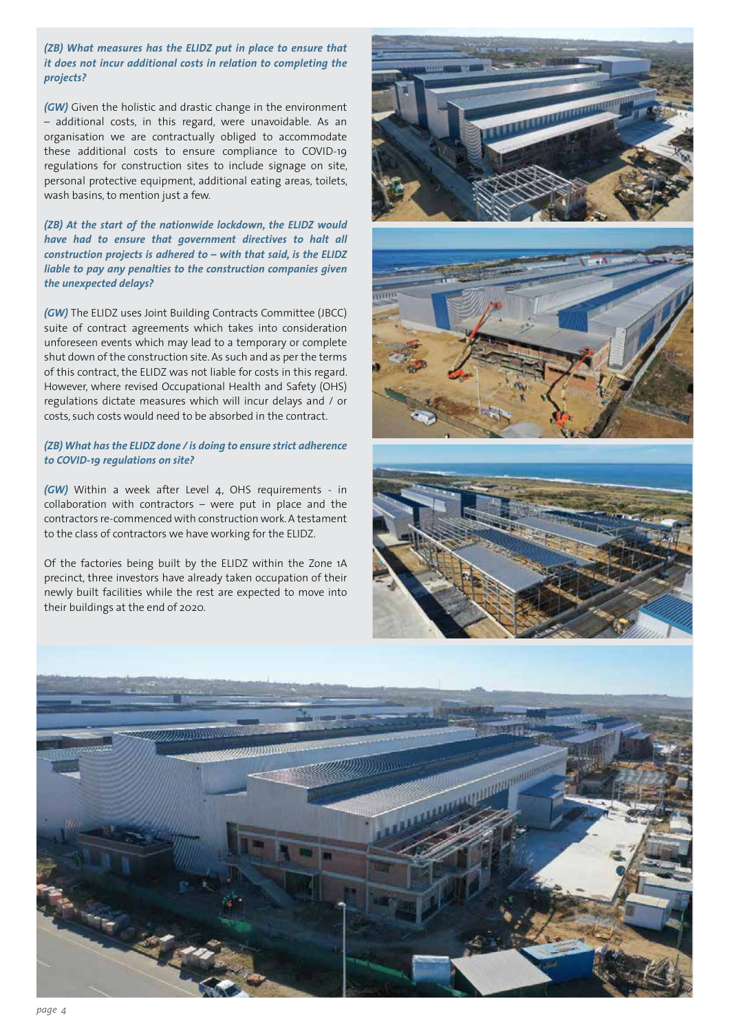***(ZB) What measures has the ELIDZ put in place to ensure that it does not incur additional costs in relation to completing the projects?***

***(GW)*** Given the holistic and drastic change in the environment – additional costs, in this regard, were unavoidable. As an organisation we are contractually obliged to accommodate these additional costs to ensure compliance to COVID-19 regulations for construction sites to include signage on site, personal protective equipment, additional eating areas, toilets, wash basins, to mention just a few.

***(ZB) At the start of the nationwide lockdown, the ELIDZ would have had to ensure that government directives to halt all construction projects is adhered to – with that said, is the ELIDZ liable to pay any penalties to the construction companies given the unexpected delays?***

***(GW)*** The ELIDZ uses Joint Building Contracts Committee (JBCC) suite of contract agreements which takes into consideration unforeseen events which may lead to a temporary or complete shut down of the construction site. As such and as per the terms of this contract, the ELIDZ was not liable for costs in this regard. However, where revised Occupational Health and Safety (OHS) regulations dictate measures which will incur delays and / or costs, such costs would need to be absorbed in the contract.

***(ZB) What has the ELIDZ done / is doing to ensure strict adherence to COVID-19 regulations on site?***

***(GW)*** Within a week after Level 4, OHS requirements - in collaboration with contractors – were put in place and the contractors re-commenced with construction work. A testament to the class of contractors we have working for the ELIDZ.

Of the factories being built by the ELIDZ within the Zone 1A precinct, three investors have already taken occupation of their newly built facilities while the rest are expected to move into their buildings at the end of 2020.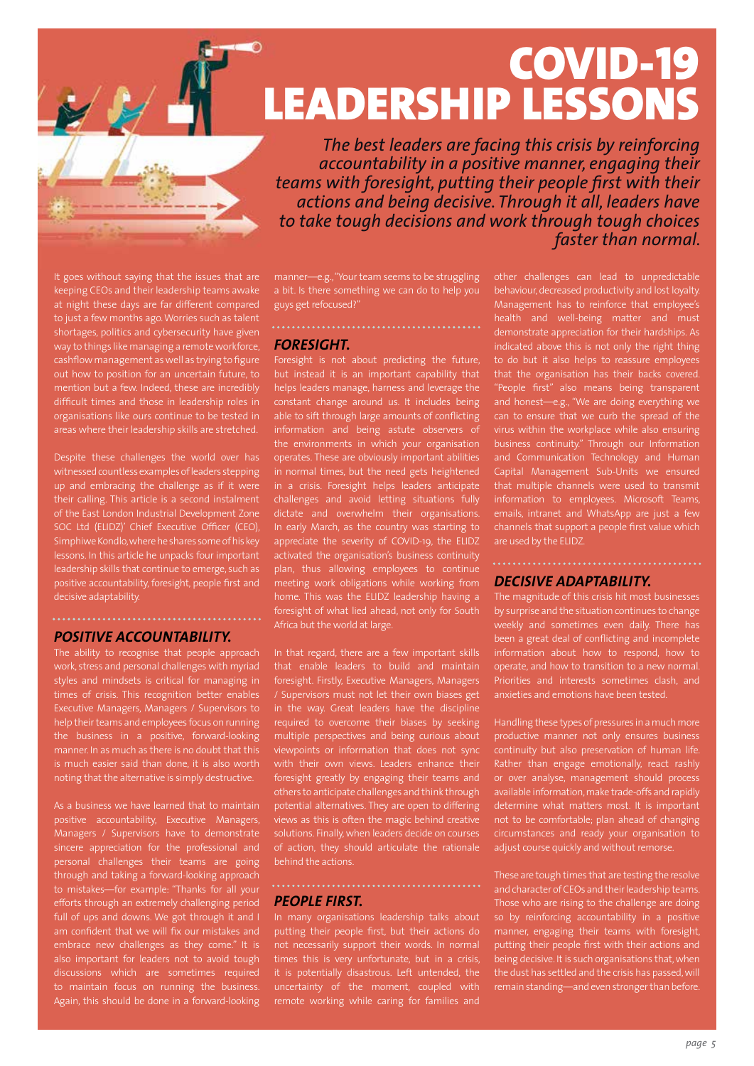# COVID-19 LEADERSHIP LESSONS

*The best leaders are facing this crisis by reinforcing accountability in a positive manner, engaging their teams with foresight, putting their people first with their actions and being decisive. Through it all, leaders have to take tough decisions and work through tough choices faster than normal.*

It goes without saying that the issues that are keeping CEOs and their leadership teams awake at night these days are far different compared to just a few months ago. Worries such as talent shortages, politics and cybersecurity have given way to things like managing a remote workforce, cashflow management as well as trying to figure out how to position for an uncertain future, to mention but a few. Indeed, these are incredibly difficult times and those in leadership roles in organisations like ours continue to be tested in areas where their leadership skills are stretched.

Despite these challenges the world over has witnessed countless examples of leaders stepping up and embracing the challenge as if it were their calling. This article is a second instalment of the East London Industrial Development Zone SOC Ltd (ELIDZ)' Chief Executive Officer (CEO), Simphiwe Kondlo, where he shares some of his key lessons. In this article he unpacks four important leadership skills that continue to emerge, such as positive accountability, foresight, people first and decisive adaptability.

## POSITIVE ACCOUNTABILITY.

The ability to recognise that people approach work, stress and personal challenges with myriad styles and mindsets is critical for managing in times of crisis. This recognition better enables Executive Managers, Managers / Supervisors to help their teams and employees focus on running the business in a positive, forward-looking manner. In as much as there is no doubt that this is much easier said than done, it is also worth noting that the alternative is simply destructive.

As a business we have learned that to maintain positive accountability, Executive Managers, Managers / Supervisors have to demonstrate sincere appreciation for the professional and personal challenges their teams are going through and taking a forward-looking approach to mistakes—for example: "Thanks for all your efforts through an extremely challenging period full of ups and downs. We got through it and I am confident that we will fix our mistakes and embrace new challenges as they come." It is also important for leaders not to avoid tough discussions which are sometimes required to maintain focus on running the business. Again, this should be done in a forward-looking manner—e.g., "Your team seems to be struggling a bit. Is there something we can do to help you guys get refocused?"

## FORESIGHT.

Foresight is not about predicting the future, but instead it is an important capability that helps leaders manage, harness and leverage the constant change around us. It includes being able to sift through large amounts of conflicting information and being astute observers of the environments in which your organisation operates. These are obviously important abilities in normal times, but the need gets heightened in a crisis. Foresight helps leaders anticipate challenges and avoid letting situations fully dictate and overwhelm their organisations. In early March, as the country was starting to appreciate the severity of COVID-19, the ELIDZ activated the organisation's business continuity plan, thus allowing employees to continue meeting work obligations while working from home. This was the ELIDZ leadership having a foresight of what lied ahead, not only for South Africa but the world at large.

In that regard, there are a few important skills that enable leaders to build and maintain foresight. Firstly, Executive Managers, Managers / Supervisors must not let their own biases get in the way. Great leaders have the discipline required to overcome their biases by seeking multiple perspectives and being curious about viewpoints or information that does not sync with their own views. Leaders enhance their foresight greatly by engaging their teams and others to anticipate challenges and think through potential alternatives. They are open to differing views as this is often the magic behind creative solutions. Finally, when leaders decide on courses of action, they should articulate the rationale behind the actions.

## PEOPLE FIRST.

In many organisations leadership talks about putting their people first, but their actions do not necessarily support their words. In normal times this is very unfortunate, but in a crisis, it is potentially disastrous. Left untended, the uncertainty of the moment, coupled with remote working while caring for families and other challenges can lead to unpredictable behaviour, decreased productivity and lost loyalty. Management has to reinforce that employee's health and well-being matter and must demonstrate appreciation for their hardships. As indicated above this is not only the right thing to do but it also helps to reassure employees that the organisation has their backs covered. "People first" also means being transparent and honest—e.g., "We are doing everything we can to ensure that we curb the spread of the virus within the workplace while also ensuring business continuity." Through our Information and Communication Technology and Human Capital Management Sub-Units we ensured that multiple channels were used to transmit information to employees. Microsoft Teams, emails, intranet and WhatsApp are just a few channels that support a people first value which are used by the ELIDZ.

## DECISIVE ADAPTABILITY.

The magnitude of this crisis hit most businesses by surprise and the situation continues to change weekly and sometimes even daily. There has been a great deal of conflicting and incomplete information about how to respond, how to operate, and how to transition to a new normal. Priorities and interests sometimes clash, and anxieties and emotions have been tested.

Handling these types of pressures in a much more productive manner not only ensures business continuity but also preservation of human life. Rather than engage emotionally, react rashly or over analyse, management should process available information, make trade-offs and rapidly determine what matters most. It is important not to be comfortable; plan ahead of changing circumstances and ready your organisation to adjust course quickly and without remorse.

These are tough times that are testing the resolve and character of CEOs and their leadership teams. Those who are rising to the challenge are doing so by reinforcing accountability in a positive manner, engaging their teams with foresight, putting their people first with their actions and being decisive. It is such organisations that, when the dust has settled and the crisis has passed, will remain standing—and even stronger than before.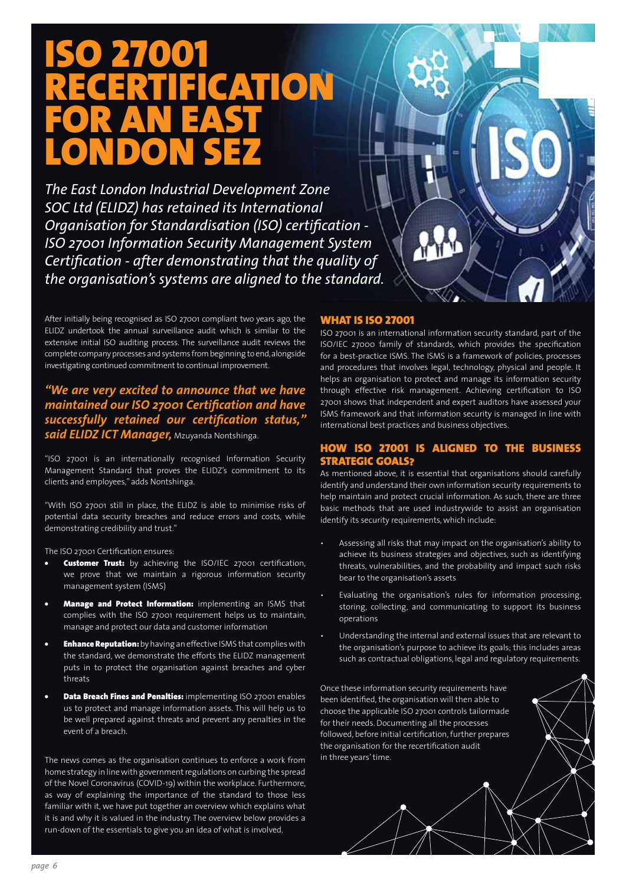# ISO 27001 RECERTIFICATION FOR AN EAST LONDON SEZ

*The East London Industrial Development Zone SOC Ltd (ELIDZ) has retained its International Organisation for Standardisation (ISO) certification - ISO 27001 Information Security Management System Certification - after demonstrating that the quality of the organisation's systems are aligned to the standard.*

After initially being recognised as ISO 27001 compliant two years ago, the ELIDZ undertook the annual surveillance audit which is similar to the extensive initial ISO auditing process. The surveillance audit reviews the complete company processes and systems from beginning to end, alongside investigating continued commitment to continual improvement.

***"We are very excited to announce that we have maintained our ISO 27001 Certification and have successfully retained our certification status," said ELIDZ ICT Manager,*** Mzuyanda Nontshinga.

"ISO 27001 is an internationally recognised Information Security Management Standard that proves the ELIDZ's commitment to its clients and employees," adds Nontshinga.

"With ISO 27001 still in place, the ELIDZ is able to minimise risks of potential data security breaches and reduce errors and costs, while demonstrating credibility and trust."

The ISO 27001 Certification ensures:

- **Customer Trust:** by achieving the ISO/IEC 27001 certification, we prove that we maintain a rigorous information security management system (ISMS)
- **Manage and Protect Information:** implementing an ISMS that complies with the ISO 27001 requirement helps us to maintain, manage and protect our data and customer information
- **Enhance Reputation:** by having an effective ISMS that complies with the standard, we demonstrate the efforts the ELIDZ management puts in to protect the organisation against breaches and cyber threats
- **Data Breach Fines and Penalties:** implementing ISO 27001 enables us to protect and manage information assets. This will help us to be well prepared against threats and prevent any penalties in the event of a breach.

The news comes as the organisation continues to enforce a work from home strategy in line with government regulations on curbing the spread of the Novel Coronavirus (COVID-19) within the workplace. Furthermore, as way of explaining the importance of the standard to those less familiar with it, we have put together an overview which explains what it is and why it is valued in the industry. The overview below provides a run-down of the essentials to give you an idea of what is involved.

## WHAT IS ISO 27001

ISO 27001 is an international information security standard, part of the ISO/IEC 27000 family of standards, which provides the specification for a best-practice ISMS. The ISMS is a framework of policies, processes and procedures that involves legal, technology, physical and people. It helps an organisation to protect and manage its information security through effective risk management. Achieving certification to ISO 27001 shows that independent and expert auditors have assessed your ISMS framework and that information security is managed in line with international best practices and business objectives.

## HOW ISO 27001 IS ALIGNED TO THE BUSINESS STRATEGIC GOALS?

As mentioned above, it is essential that organisations should carefully identify and understand their own information security requirements to help maintain and protect crucial information. As such, there are three basic methods that are used industrywide to assist an organisation identify its security requirements, which include:

- Assessing all risks that may impact on the organisation's ability to achieve its business strategies and objectives, such as identifying threats, vulnerabilities, and the probability and impact such risks bear to the organisation's assets
- Evaluating the organisation's rules for information processing, storing, collecting, and communicating to support its business operations
- Understanding the internal and external issues that are relevant to the organisation's purpose to achieve its goals; this includes areas such as contractual obligations, legal and regulatory requirements.

Once these information security requirements have been identified, the organisation will then able to choose the applicable ISO 27001 controls tailormade for their needs. Documenting all the processes followed, before initial certification, further prepares the organisation for the recertification audit in three years' time.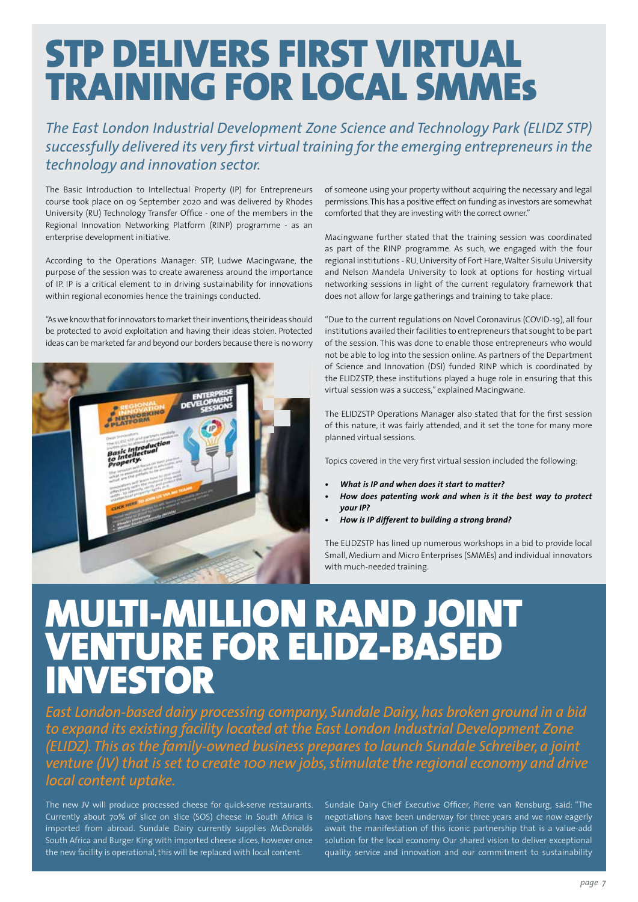# STP DELIVERS FIRST VIRTUAL TRAINING FOR LOCAL SMMEs

*The East London Industrial Development Zone Science and Technology Park (ELIDZ STP) successfully delivered its very first virtual training for the emerging entrepreneurs in the technology and innovation sector.*

The Basic Introduction to Intellectual Property (IP) for Entrepreneurs course took place on 09 September 2020 and was delivered by Rhodes University (RU) Technology Transfer Office - one of the members in the Regional Innovation Networking Platform (RINP) programme - as an enterprise development initiative.

According to the Operations Manager: STP, Ludwe Macingwane, the purpose of the session was to create awareness around the importance of IP. IP is a critical element to in driving sustainability for innovations within regional economies hence the trainings conducted.

"As we know that for innovators to market their inventions, their ideas should be protected to avoid exploitation and having their ideas stolen. Protected ideas can be marketed far and beyond our borders because there is no worry of someone using your property without acquiring the necessary and legal permissions. This has a positive effect on funding as investors are somewhat comforted that they are investing with the correct owner."

Macingwane further stated that the training session was coordinated as part of the RINP programme. As such, we engaged with the four regional institutions - RU, University of Fort Hare, Walter Sisulu University and Nelson Mandela University to look at options for hosting virtual networking sessions in light of the current regulatory framework that does not allow for large gatherings and training to take place.

"Due to the current regulations on Novel Coronavirus (COVID-19), all four institutions availed their facilities to entrepreneurs that sought to be part of the session. This was done to enable those entrepreneurs who would not be able to log into the session online. As partners of the Department of Science and Innovation (DSI) funded RINP which is coordinated by the ELIDZSTP, these institutions played a huge role in ensuring that this virtual session was a success," explained Macingwane.

The ELIDZSTP Operations Manager also stated that for the first session of this nature, it was fairly attended, and it set the tone for many more planned virtual sessions.

Topics covered in the very first virtual session included the following:

- ***What is IP and when does it start to matter?***
- ***How does patenting work and when is it the best way to protect your IP?***
- ***How is IP different to building a strong brand?***

The ELIDZSTP has lined up numerous workshops in a bid to provide local Small, Medium and Micro Enterprises (SMMEs) and individual innovators with much-needed training.

# MULTI-MILLION RAND JOINT VENTURE FOR ELIDZ-BASED INVESTOR

*East London-based dairy processing company, Sundale Dairy, has broken ground in a bid to expand its existing facility located at the East London Industrial Development Zone (ELIDZ). This as the family-owned business prepares to launch Sundale Schreiber, a joint venture (JV) that is set to create 100 new jobs, stimulate the regional economy and drive local content uptake.*

The new JV will produce processed cheese for quick-serve restaurants. Currently about 70% of slice on slice (SOS) cheese in South Africa is imported from abroad. Sundale Dairy currently supplies McDonalds South Africa and Burger King with imported cheese slices, however once the new facility is operational, this will be replaced with local content.

Sundale Dairy Chief Executive Officer, Pierre van Rensburg, said: "The negotiations have been underway for three years and we now eagerly await the manifestation of this iconic partnership that is a value-add solution for the local economy. Our shared vision to deliver exceptional quality, service and innovation and our commitment to sustainability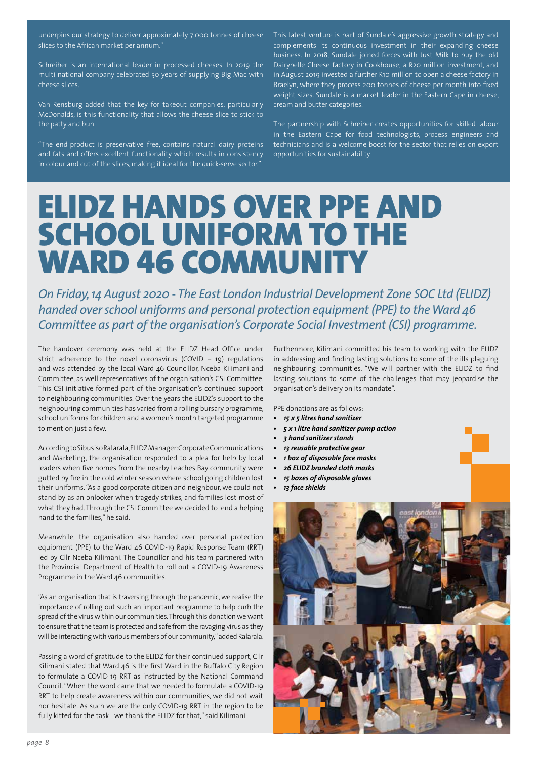underpins our strategy to deliver approximately 7 000 tonnes of cheese slices to the African market per annum."

Schreiber is an international leader in processed cheeses. In 2019 the multi-national company celebrated 50 years of supplying Big Mac with cheese slices.

Van Rensburg added that the key for takeout companies, particularly McDonalds, is this functionality that allows the cheese slice to stick to the patty and bun.

"The end-product is preservative free, contains natural dairy proteins and fats and offers excellent functionality which results in consistency in colour and cut of the slices, making it ideal for the quick-serve sector."

This latest venture is part of Sundale's aggressive growth strategy and complements its continuous investment in their expanding cheese business. In 2018, Sundale joined forces with Just Milk to buy the old Dairybelle Cheese factory in Cookhouse, a R20 million investment, and in August 2019 invested a further R10 million to open a cheese factory in Braelyn, where they process 200 tonnes of cheese per month into fixed weight sizes. Sundale is a market leader in the Eastern Cape in cheese, cream and butter categories.

The partnership with Schreiber creates opportunities for skilled labour in the Eastern Cape for food technologists, process engineers and technicians and is a welcome boost for the sector that relies on export opportunities for sustainability.

# ELIDZ HANDS OVER PPE AND SCHOOL UNIFORM TO THE WARD 46 COMMUNITY

*On Friday, 14 August 2020 - The East London Industrial Development Zone SOC Ltd (ELIDZ) handed over school uniforms and personal protection equipment (PPE) to the Ward 46 Committee as part of the organisation's Corporate Social Investment (CSI) programme.*

The handover ceremony was held at the ELIDZ Head Office under strict adherence to the novel coronavirus (COVID – 19) regulations and was attended by the local Ward 46 Councillor, Nceba Kilimani and Committee, as well representatives of the organisation's CSI Committee. This CSI initiative formed part of the organisation's continued support to neighbouring communities. Over the years the ELIDZ's support to the neighbouring communities has varied from a rolling bursary programme, school uniforms for children and a women's month targeted programme to mention just a few.

According to Sibusiso Ralarala, ELIDZ Manager: Corporate Communications and Marketing, the organisation responded to a plea for help by local leaders when five homes from the nearby Leaches Bay community were gutted by fire in the cold winter season where school going children lost their uniforms. "As a good corporate citizen and neighbour, we could not stand by as an onlooker when tragedy strikes, and families lost most of what they had. Through the CSI Committee we decided to lend a helping hand to the families," he said.

Meanwhile, the organisation also handed over personal protection equipment (PPE) to the Ward 46 COVID-19 Rapid Response Team (RRT) led by Cllr Nceba Kilimani. The Councillor and his team partnered with the Provincial Department of Health to roll out a COVID-19 Awareness Programme in the Ward 46 communities.

"As an organisation that is traversing through the pandemic, we realise the importance of rolling out such an important programme to help curb the spread of the virus within our communities. Through this donation we want to ensure that the team is protected and safe from the ravaging virus as they will be interacting with various members of our community," added Ralarala.

Passing a word of gratitude to the ELIDZ for their continued support, Cllr Kilimani stated that Ward 46 is the first Ward in the Buffalo City Region to formulate a COVID-19 RRT as instructed by the National Command Council. "When the word came that we needed to formulate a COVID-19 RRT to help create awareness within our communities, we did not wait nor hesitate. As such we are the only COVID-19 RRT in the region to be fully kitted for the task - we thank the ELIDZ for that," said Kilimani.

Furthermore, Kilimani committed his team to working with the ELIDZ in addressing and finding lasting solutions to some of the ills plaguing neighbouring communities. "We will partner with the ELIDZ to find lasting solutions to some of the challenges that may jeopardise the organisation's delivery on its mandate".

PPE donations are as follows:

- ***15 x 5 litres hand sanitizer***
- ***5 x 1 litre hand sanitizer pump action***
- ***3 hand sanitizer stands***
- ***13 reusable protective gear***
- ***1 box of disposable face masks***
- ***26 ELIDZ branded cloth masks***
- ***15 boxes of disposable gloves***
- ***13 face shields***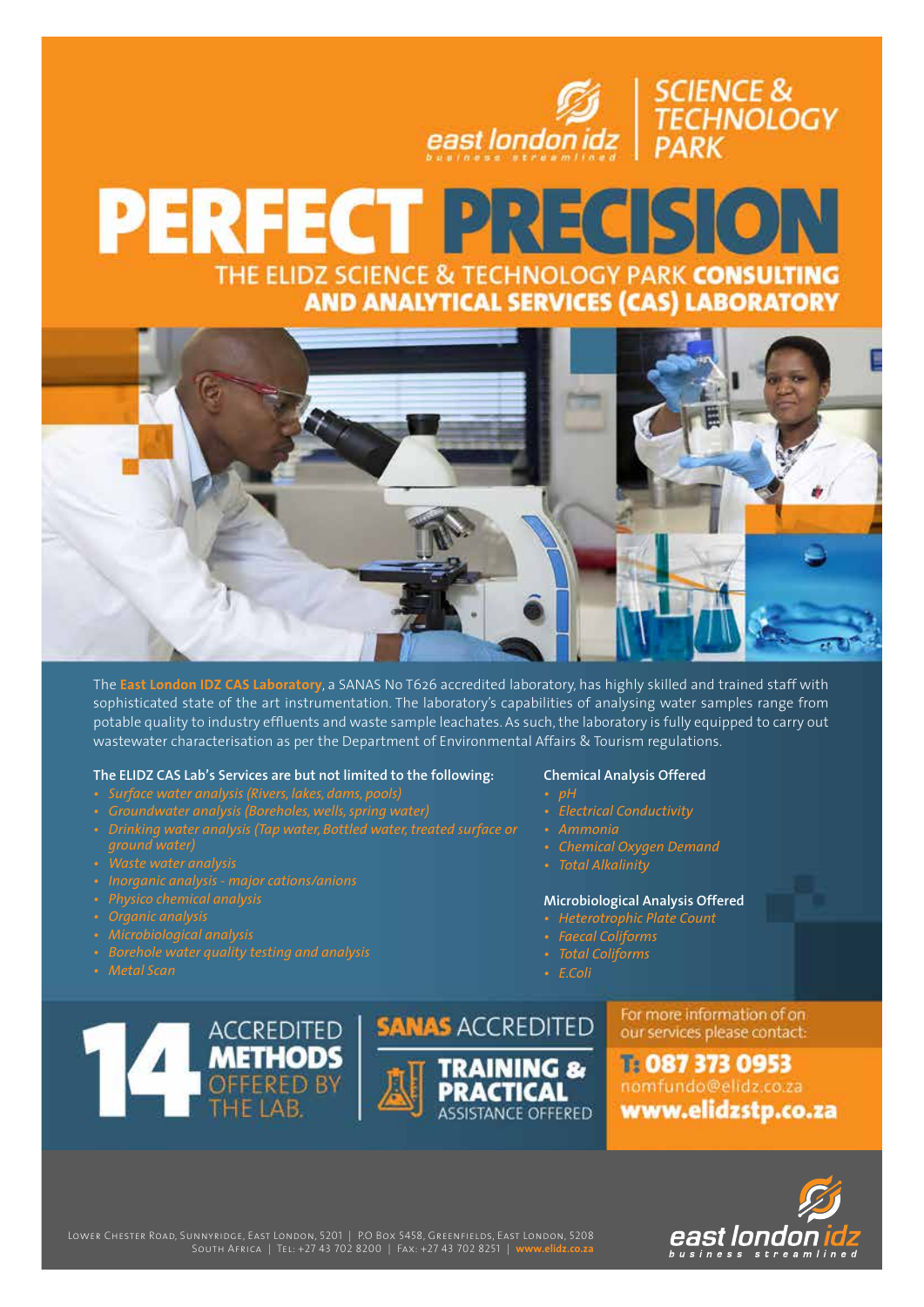east london idz
business streamlined

SCIENCE & TECHNOLOGY PARK

# PERFECT PRECISION

## THE ELIDZ SCIENCE & TECHNOLOGY PARK **CONSULTING AND ANALYTICAL SERVICES (CAS) LABORATORY**

The **East London IDZ CAS Laboratory**, a SANAS No T626 accredited laboratory, has highly skilled and trained staff with sophisticated state of the art instrumentation. The laboratory's capabilities of analysing water samples range from potable quality to industry effluents and waste sample leachates. As such, the laboratory is fully equipped to carry out wastewater characterisation as per the Department of Environmental Affairs & Tourism regulations.

**The ELIDZ CAS Lab's Services are but not limited to the following:**

- *Surface water analysis (Rivers, lakes, dams, pools)*
- *Groundwater analysis (Boreholes, wells, spring water)*
- *Drinking water analysis (Tap water, Bottled water, treated surface or ground water)*
- *Waste water analysis*
- *Inorganic analysis - major cations/anions*
- *Physico chemical analysis*
- *Organic analysis*
- *Microbiological analysis*
- *Borehole water quality testing and analysis*
- *Metal Scan*

**Chemical Analysis Offered**

- *pH*
- *Electrical Conductivity*
- *Ammonia*
- *Chemical Oxygen Demand*
- *Total Alkalinity*

**Microbiological Analysis Offered**

- *Heterotrophic Plate Count*
- *Faecal Coliforms*
- *Total Coliforms*
- *E.Coli*

**14** ACCREDITED **METHODS** OFFERED BY THE LAB.

**SANAS** ACCREDITED

**TRAINING & PRACTICAL** ASSISTANCE OFFERED

For more information of on our services please contact:

**T: 087 373 0953**
nomfundo@elidz.co.za
**www.elidzstp.co.za**

Lower Chester Road, Sunnyridge, East London, 5201 | P.O Box 5458, Greenfields, East London, 5208
South Africa | Tel: +27 43 702 8200 | Fax: +27 43 702 8251 | **www.elidz.co.za**

east london idz
business streamlined